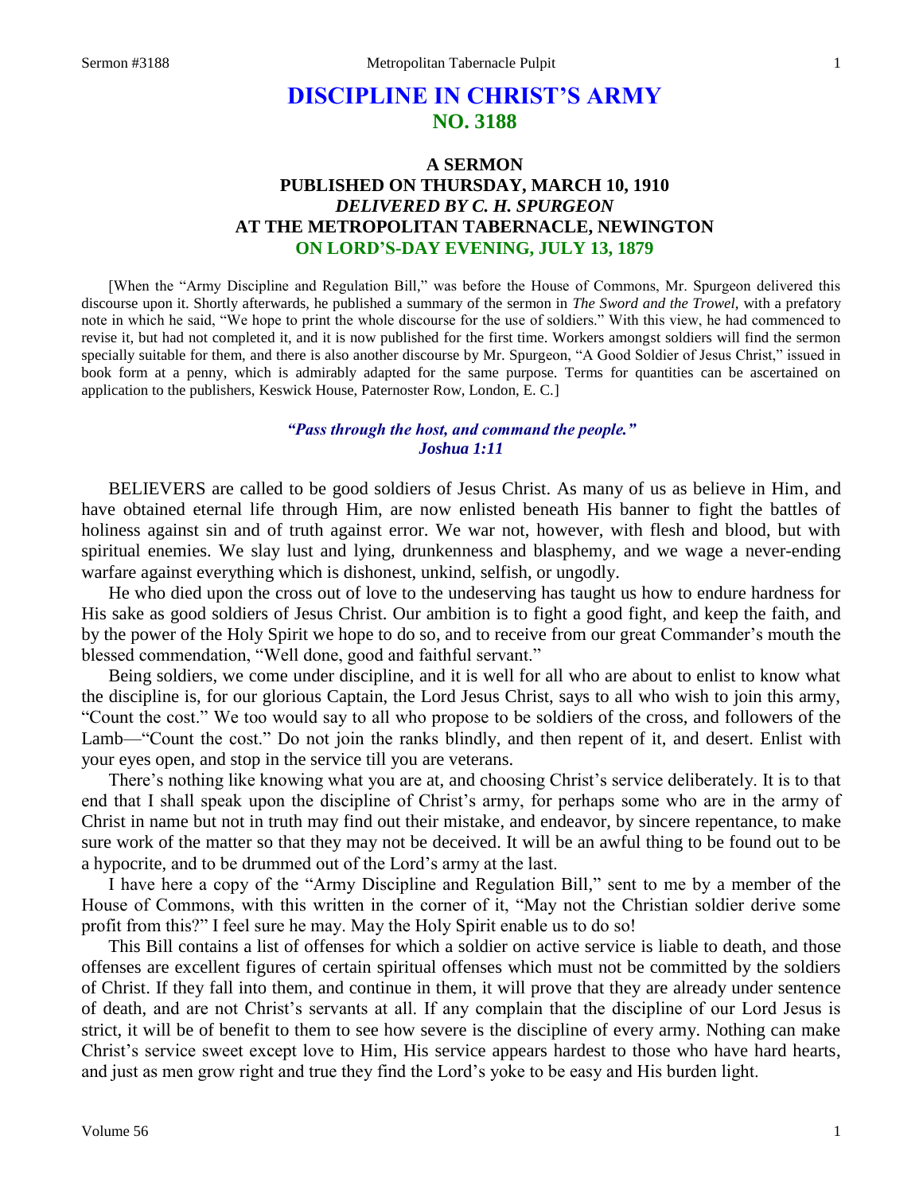# DISCIPLINE IN CHRIST'S ARMY
## NO. 3188

### A SERMON
### PUBLISHED ON THURSDAY, MARCH 10, 1910
### *DELIVERED BY C. H. SPURGEON*
### AT THE METROPOLITAN TABERNACLE, NEWINGTON
### ON LORD'S-DAY EVENING, JULY 13, 1879

[When the "Army Discipline and Regulation Bill," was before the House of Commons, Mr. Spurgeon delivered this discourse upon it. Shortly afterwards, he published a summary of the sermon in *The Sword and the Trowel*, with a prefatory note in which he said, "We hope to print the whole discourse for the use of soldiers." With this view, he had commenced to revise it, but had not completed it, and it is now published for the first time. Workers amongst soldiers will find the sermon specially suitable for them, and there is also another discourse by Mr. Spurgeon, "A Good Soldier of Jesus Christ," issued in book form at a penny, which is admirably adapted for the same purpose. Terms for quantities can be ascertained on application to the publishers, Keswick House, Paternoster Row, London, E. C.]

***"Pass through the host, and command the people."***
***Joshua 1:11***

BELIEVERS are called to be good soldiers of Jesus Christ. As many of us as believe in Him, and have obtained eternal life through Him, are now enlisted beneath His banner to fight the battles of holiness against sin and of truth against error. We war not, however, with flesh and blood, but with spiritual enemies. We slay lust and lying, drunkenness and blasphemy, and we wage a never-ending warfare against everything which is dishonest, unkind, selfish, or ungodly.

He who died upon the cross out of love to the undeserving has taught us how to endure hardness for His sake as good soldiers of Jesus Christ. Our ambition is to fight a good fight, and keep the faith, and by the power of the Holy Spirit we hope to do so, and to receive from our great Commander's mouth the blessed commendation, "Well done, good and faithful servant."

Being soldiers, we come under discipline, and it is well for all who are about to enlist to know what the discipline is, for our glorious Captain, the Lord Jesus Christ, says to all who wish to join this army, "Count the cost." We too would say to all who propose to be soldiers of the cross, and followers of the Lamb—"Count the cost." Do not join the ranks blindly, and then repent of it, and desert. Enlist with your eyes open, and stop in the service till you are veterans.

There's nothing like knowing what you are at, and choosing Christ's service deliberately. It is to that end that I shall speak upon the discipline of Christ's army, for perhaps some who are in the army of Christ in name but not in truth may find out their mistake, and endeavor, by sincere repentance, to make sure work of the matter so that they may not be deceived. It will be an awful thing to be found out to be a hypocrite, and to be drummed out of the Lord's army at the last.

I have here a copy of the "Army Discipline and Regulation Bill," sent to me by a member of the House of Commons, with this written in the corner of it, "May not the Christian soldier derive some profit from this?" I feel sure he may. May the Holy Spirit enable us to do so!

This Bill contains a list of offenses for which a soldier on active service is liable to death, and those offenses are excellent figures of certain spiritual offenses which must not be committed by the soldiers of Christ. If they fall into them, and continue in them, it will prove that they are already under sentence of death, and are not Christ's servants at all. If any complain that the discipline of our Lord Jesus is strict, it will be of benefit to them to see how severe is the discipline of every army. Nothing can make Christ's service sweet except love to Him, His service appears hardest to those who have hard hearts, and just as men grow right and true they find the Lord's yoke to be easy and His burden light.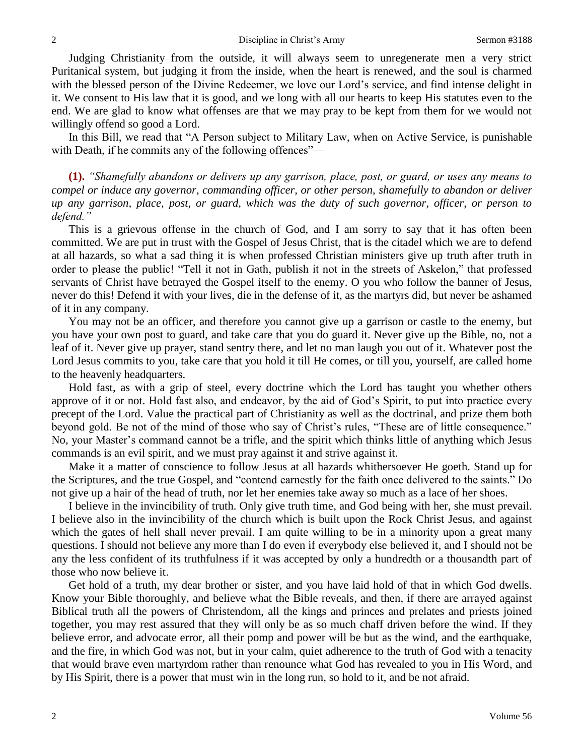Judging Christianity from the outside, it will always seem to unregenerate men a very strict Puritanical system, but judging it from the inside, when the heart is renewed, and the soul is charmed with the blessed person of the Divine Redeemer, we love our Lord's service, and find intense delight in it. We consent to His law that it is good, and we long with all our hearts to keep His statutes even to the end. We are glad to know what offenses are that we may pray to be kept from them for we would not willingly offend so good a Lord.

In this Bill, we read that "A Person subject to Military Law, when on Active Service, is punishable with Death, if he commits any of the following offences"—

**(1).** *"Shamefully abandons or delivers up any garrison, place, post, or guard, or uses any means to compel or induce any governor, commanding officer, or other person, shamefully to abandon or deliver up any garrison, place, post, or guard, which was the duty of such governor, officer, or person to defend."*

This is a grievous offense in the church of God, and I am sorry to say that it has often been committed. We are put in trust with the Gospel of Jesus Christ, that is the citadel which we are to defend at all hazards, so what a sad thing it is when professed Christian ministers give up truth after truth in order to please the public! "Tell it not in Gath, publish it not in the streets of Askelon," that professed servants of Christ have betrayed the Gospel itself to the enemy. O you who follow the banner of Jesus, never do this! Defend it with your lives, die in the defense of it, as the martyrs did, but never be ashamed of it in any company.

You may not be an officer, and therefore you cannot give up a garrison or castle to the enemy, but you have your own post to guard, and take care that you do guard it. Never give up the Bible, no, not a leaf of it. Never give up prayer, stand sentry there, and let no man laugh you out of it. Whatever post the Lord Jesus commits to you, take care that you hold it till He comes, or till you, yourself, are called home to the heavenly headquarters.

Hold fast, as with a grip of steel, every doctrine which the Lord has taught you whether others approve of it or not. Hold fast also, and endeavor, by the aid of God's Spirit, to put into practice every precept of the Lord. Value the practical part of Christianity as well as the doctrinal, and prize them both beyond gold. Be not of the mind of those who say of Christ's rules, "These are of little consequence." No, your Master's command cannot be a trifle, and the spirit which thinks little of anything which Jesus commands is an evil spirit, and we must pray against it and strive against it.

Make it a matter of conscience to follow Jesus at all hazards whithersoever He goeth. Stand up for the Scriptures, and the true Gospel, and "contend earnestly for the faith once delivered to the saints." Do not give up a hair of the head of truth, nor let her enemies take away so much as a lace of her shoes.

I believe in the invincibility of truth. Only give truth time, and God being with her, she must prevail. I believe also in the invincibility of the church which is built upon the Rock Christ Jesus, and against which the gates of hell shall never prevail. I am quite willing to be in a minority upon a great many questions. I should not believe any more than I do even if everybody else believed it, and I should not be any the less confident of its truthfulness if it was accepted by only a hundredth or a thousandth part of those who now believe it.

Get hold of a truth, my dear brother or sister, and you have laid hold of that in which God dwells. Know your Bible thoroughly, and believe what the Bible reveals, and then, if there are arrayed against Biblical truth all the powers of Christendom, all the kings and princes and prelates and priests joined together, you may rest assured that they will only be as so much chaff driven before the wind. If they believe error, and advocate error, all their pomp and power will be but as the wind, and the earthquake, and the fire, in which God was not, but in your calm, quiet adherence to the truth of God with a tenacity that would brave even martyrdom rather than renounce what God has revealed to you in His Word, and by His Spirit, there is a power that must win in the long run, so hold to it, and be not afraid.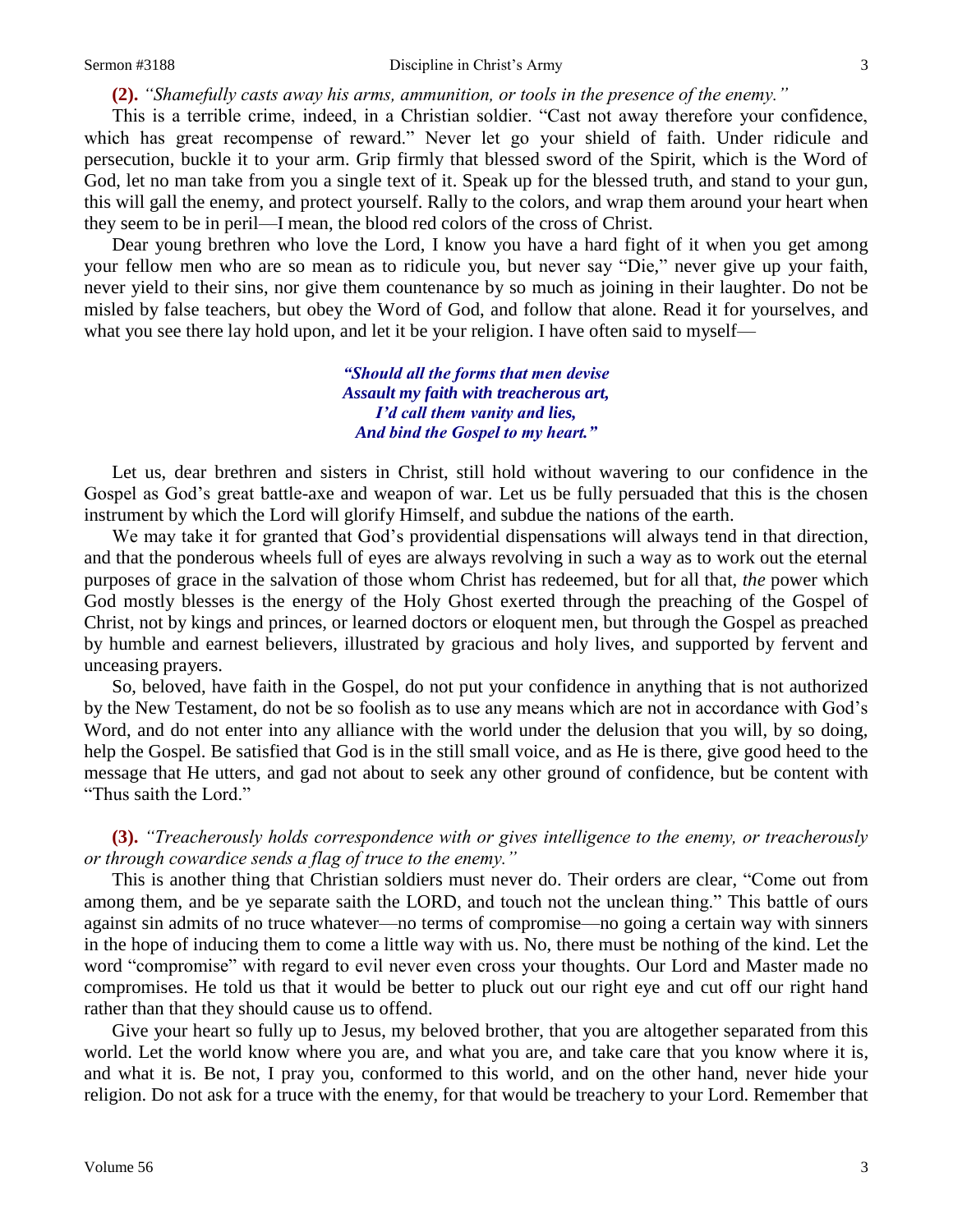**(2).** *"Shamefully casts away his arms, ammunition, or tools in the presence of the enemy."*

This is a terrible crime, indeed, in a Christian soldier. "Cast not away therefore your confidence, which has great recompense of reward." Never let go your shield of faith. Under ridicule and persecution, buckle it to your arm. Grip firmly that blessed sword of the Spirit, which is the Word of God, let no man take from you a single text of it. Speak up for the blessed truth, and stand to your gun, this will gall the enemy, and protect yourself. Rally to the colors, and wrap them around your heart when they seem to be in peril—I mean, the blood red colors of the cross of Christ.

Dear young brethren who love the Lord, I know you have a hard fight of it when you get among your fellow men who are so mean as to ridicule you, but never say "Die," never give up your faith, never yield to their sins, nor give them countenance by so much as joining in their laughter. Do not be misled by false teachers, but obey the Word of God, and follow that alone. Read it for yourselves, and what you see there lay hold upon, and let it be your religion. I have often said to myself—

> ***"Should all the forms that men devise***
> ***Assault my faith with treacherous art,***
> ***I'd call them vanity and lies,***
> ***And bind the Gospel to my heart."***

Let us, dear brethren and sisters in Christ, still hold without wavering to our confidence in the Gospel as God's great battle-axe and weapon of war. Let us be fully persuaded that this is the chosen instrument by which the Lord will glorify Himself, and subdue the nations of the earth.

We may take it for granted that God's providential dispensations will always tend in that direction, and that the ponderous wheels full of eyes are always revolving in such a way as to work out the eternal purposes of grace in the salvation of those whom Christ has redeemed, but for all that, *the* power which God mostly blesses is the energy of the Holy Ghost exerted through the preaching of the Gospel of Christ, not by kings and princes, or learned doctors or eloquent men, but through the Gospel as preached by humble and earnest believers, illustrated by gracious and holy lives, and supported by fervent and unceasing prayers.

So, beloved, have faith in the Gospel, do not put your confidence in anything that is not authorized by the New Testament, do not be so foolish as to use any means which are not in accordance with God's Word, and do not enter into any alliance with the world under the delusion that you will, by so doing, help the Gospel. Be satisfied that God is in the still small voice, and as He is there, give good heed to the message that He utters, and gad not about to seek any other ground of confidence, but be content with "Thus saith the Lord."

**(3).** *"Treacherously holds correspondence with or gives intelligence to the enemy, or treacherously or through cowardice sends a flag of truce to the enemy."*

This is another thing that Christian soldiers must never do. Their orders are clear, "Come out from among them, and be ye separate saith the LORD, and touch not the unclean thing." This battle of ours against sin admits of no truce whatever—no terms of compromise—no going a certain way with sinners in the hope of inducing them to come a little way with us. No, there must be nothing of the kind. Let the word "compromise" with regard to evil never even cross your thoughts. Our Lord and Master made no compromises. He told us that it would be better to pluck out our right eye and cut off our right hand rather than that they should cause us to offend.

Give your heart so fully up to Jesus, my beloved brother, that you are altogether separated from this world. Let the world know where you are, and what you are, and take care that you know where it is, and what it is. Be not, I pray you, conformed to this world, and on the other hand, never hide your religion. Do not ask for a truce with the enemy, for that would be treachery to your Lord. Remember that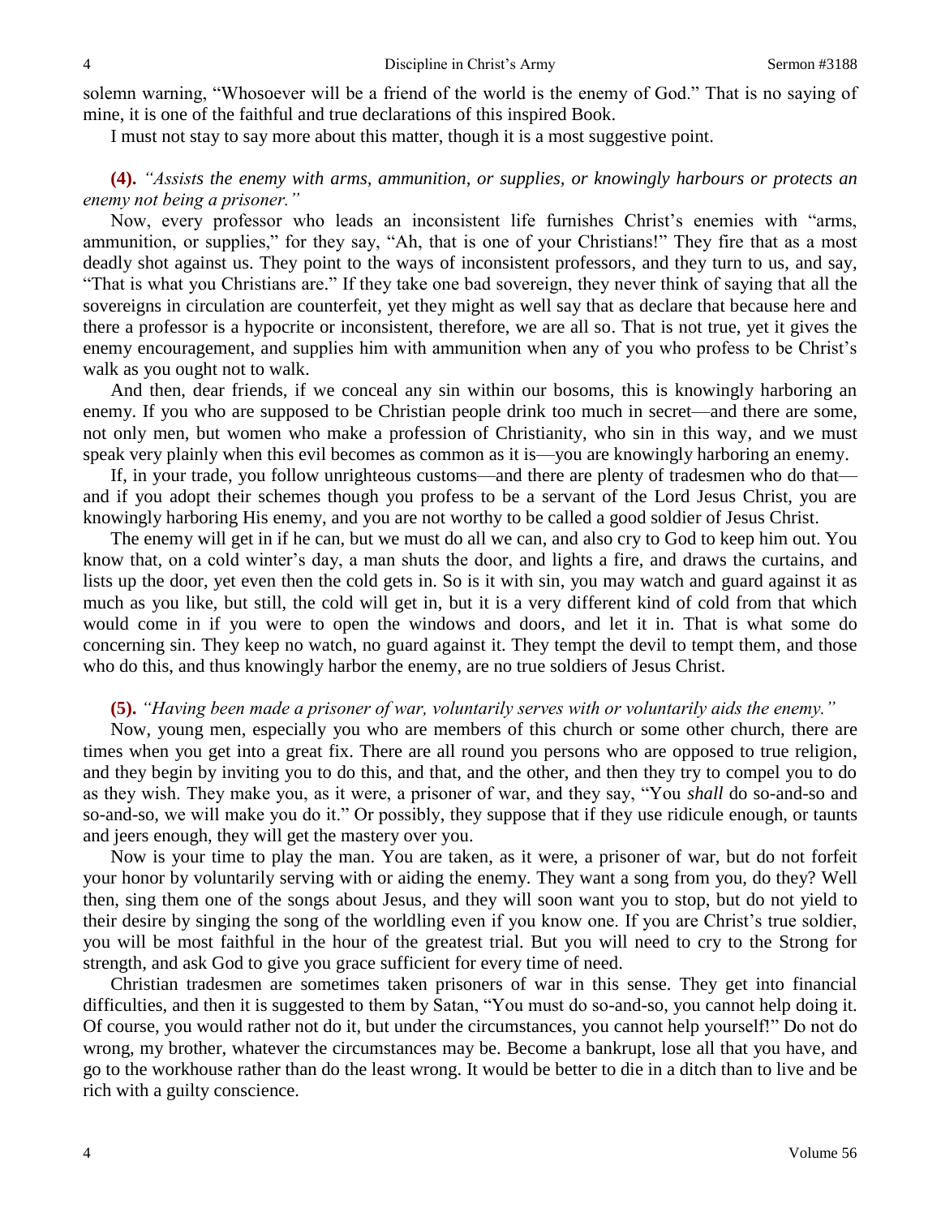solemn warning, "Whosoever will be a friend of the world is the enemy of God." That is no saying of mine, it is one of the faithful and true declarations of this inspired Book.

I must not stay to say more about this matter, though it is a most suggestive point.

**(4).** *"Assists the enemy with arms, ammunition, or supplies, or knowingly harbours or protects an enemy not being a prisoner."*

Now, every professor who leads an inconsistent life furnishes Christ's enemies with "arms, ammunition, or supplies," for they say, "Ah, that is one of your Christians!" They fire that as a most deadly shot against us. They point to the ways of inconsistent professors, and they turn to us, and say, "That is what you Christians are." If they take one bad sovereign, they never think of saying that all the sovereigns in circulation are counterfeit, yet they might as well say that as declare that because here and there a professor is a hypocrite or inconsistent, therefore, we are all so. That is not true, yet it gives the enemy encouragement, and supplies him with ammunition when any of you who profess to be Christ's walk as you ought not to walk.

And then, dear friends, if we conceal any sin within our bosoms, this is knowingly harboring an enemy. If you who are supposed to be Christian people drink too much in secret—and there are some, not only men, but women who make a profession of Christianity, who sin in this way, and we must speak very plainly when this evil becomes as common as it is—you are knowingly harboring an enemy.

If, in your trade, you follow unrighteous customs—and there are plenty of tradesmen who do that—and if you adopt their schemes though you profess to be a servant of the Lord Jesus Christ, you are knowingly harboring His enemy, and you are not worthy to be called a good soldier of Jesus Christ.

The enemy will get in if he can, but we must do all we can, and also cry to God to keep him out. You know that, on a cold winter's day, a man shuts the door, and lights a fire, and draws the curtains, and lists up the door, yet even then the cold gets in. So is it with sin, you may watch and guard against it as much as you like, but still, the cold will get in, but it is a very different kind of cold from that which would come in if you were to open the windows and doors, and let it in. That is what some do concerning sin. They keep no watch, no guard against it. They tempt the devil to tempt them, and those who do this, and thus knowingly harbor the enemy, are no true soldiers of Jesus Christ.

**(5).** *"Having been made a prisoner of war, voluntarily serves with or voluntarily aids the enemy."*

Now, young men, especially you who are members of this church or some other church, there are times when you get into a great fix. There are all round you persons who are opposed to true religion, and they begin by inviting you to do this, and that, and the other, and then they try to compel you to do as they wish. They make you, as it were, a prisoner of war, and they say, "You *shall* do so-and-so and so-and-so, we will make you do it." Or possibly, they suppose that if they use ridicule enough, or taunts and jeers enough, they will get the mastery over you.

Now is your time to play the man. You are taken, as it were, a prisoner of war, but do not forfeit your honor by voluntarily serving with or aiding the enemy. They want a song from you, do they? Well then, sing them one of the songs about Jesus, and they will soon want you to stop, but do not yield to their desire by singing the song of the worldling even if you know one. If you are Christ's true soldier, you will be most faithful in the hour of the greatest trial. But you will need to cry to the Strong for strength, and ask God to give you grace sufficient for every time of need.

Christian tradesmen are sometimes taken prisoners of war in this sense. They get into financial difficulties, and then it is suggested to them by Satan, "You must do so-and-so, you cannot help doing it. Of course, you would rather not do it, but under the circumstances, you cannot help yourself!" Do not do wrong, my brother, whatever the circumstances may be. Become a bankrupt, lose all that you have, and go to the workhouse rather than do the least wrong. It would be better to die in a ditch than to live and be rich with a guilty conscience.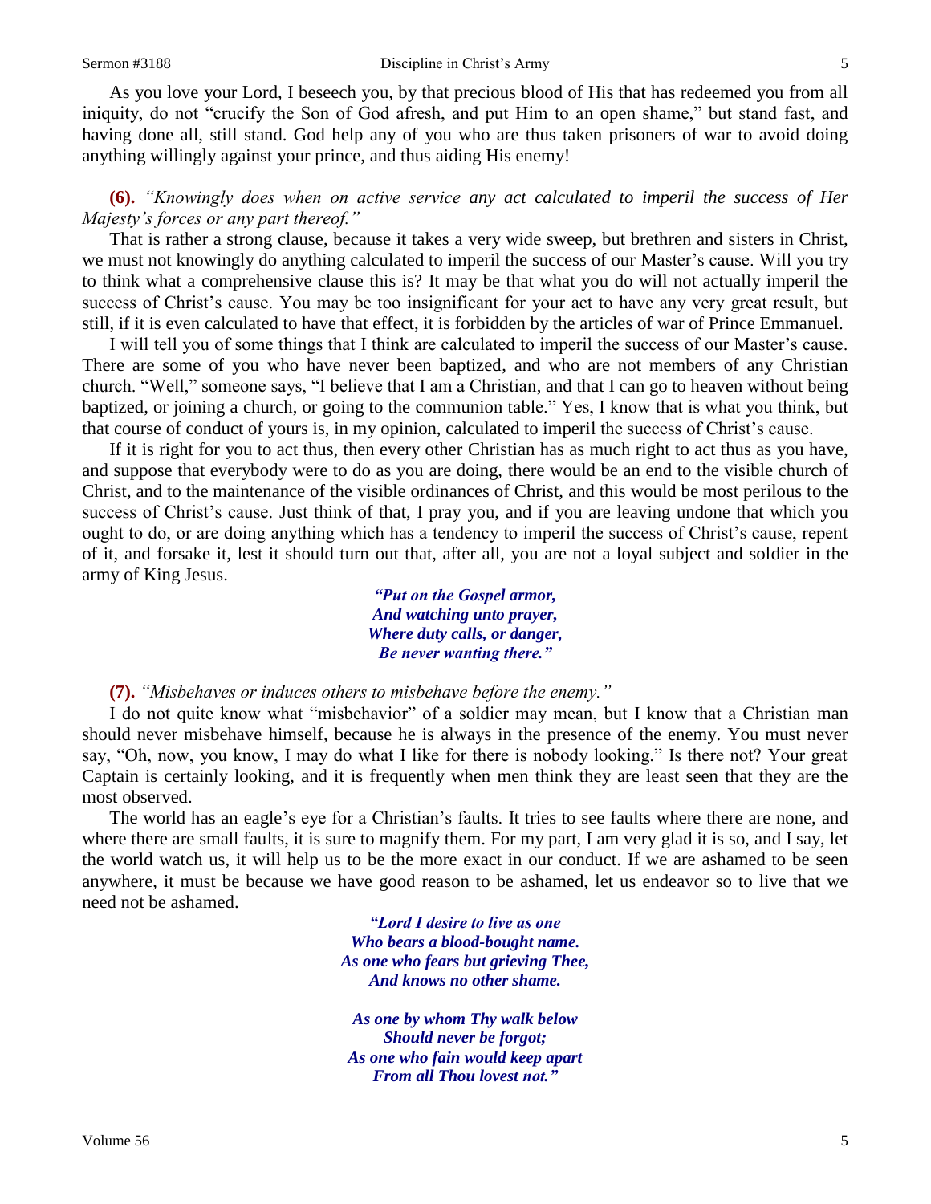As you love your Lord, I beseech you, by that precious blood of His that has redeemed you from all iniquity, do not "crucify the Son of God afresh, and put Him to an open shame," but stand fast, and having done all, still stand. God help any of you who are thus taken prisoners of war to avoid doing anything willingly against your prince, and thus aiding His enemy!

**(6).** *"Knowingly does when on active service any act calculated to imperil the success of Her Majesty's forces or any part thereof."*

That is rather a strong clause, because it takes a very wide sweep, but brethren and sisters in Christ, we must not knowingly do anything calculated to imperil the success of our Master's cause. Will you try to think what a comprehensive clause this is? It may be that what you do will not actually imperil the success of Christ's cause. You may be too insignificant for your act to have any very great result, but still, if it is even calculated to have that effect, it is forbidden by the articles of war of Prince Emmanuel.

I will tell you of some things that I think are calculated to imperil the success of our Master's cause. There are some of you who have never been baptized, and who are not members of any Christian church. "Well," someone says, "I believe that I am a Christian, and that I can go to heaven without being baptized, or joining a church, or going to the communion table." Yes, I know that is what you think, but that course of conduct of yours is, in my opinion, calculated to imperil the success of Christ's cause.

If it is right for you to act thus, then every other Christian has as much right to act thus as you have, and suppose that everybody were to do as you are doing, there would be an end to the visible church of Christ, and to the maintenance of the visible ordinances of Christ, and this would be most perilous to the success of Christ's cause. Just think of that, I pray you, and if you are leaving undone that which you ought to do, or are doing anything which has a tendency to imperil the success of Christ's cause, repent of it, and forsake it, lest it should turn out that, after all, you are not a loyal subject and soldier in the army of King Jesus.

> ***"Put on the Gospel armor,***
> ***And watching unto prayer,***
> ***Where duty calls, or danger,***
> ***Be never wanting there."***

**(7).** *"Misbehaves or induces others to misbehave before the enemy."*

I do not quite know what "misbehavior" of a soldier may mean, but I know that a Christian man should never misbehave himself, because he is always in the presence of the enemy. You must never say, "Oh, now, you know, I may do what I like for there is nobody looking." Is there not? Your great Captain is certainly looking, and it is frequently when men think they are least seen that they are the most observed.

The world has an eagle's eye for a Christian's faults. It tries to see faults where there are none, and where there are small faults, it is sure to magnify them. For my part, I am very glad it is so, and I say, let the world watch us, it will help us to be the more exact in our conduct. If we are ashamed to be seen anywhere, it must be because we have good reason to be ashamed, let us endeavor so to live that we need not be ashamed.

> ***"Lord I desire to live as one***
> ***Who bears a blood-bought name.***
> ***As one who fears but grieving Thee,***
> ***And knows no other shame.***
>
> ***As one by whom Thy walk below***
> ***Should never be forgot;***
> ***As one who fain would keep apart***
> ***From all Thou lovest not."***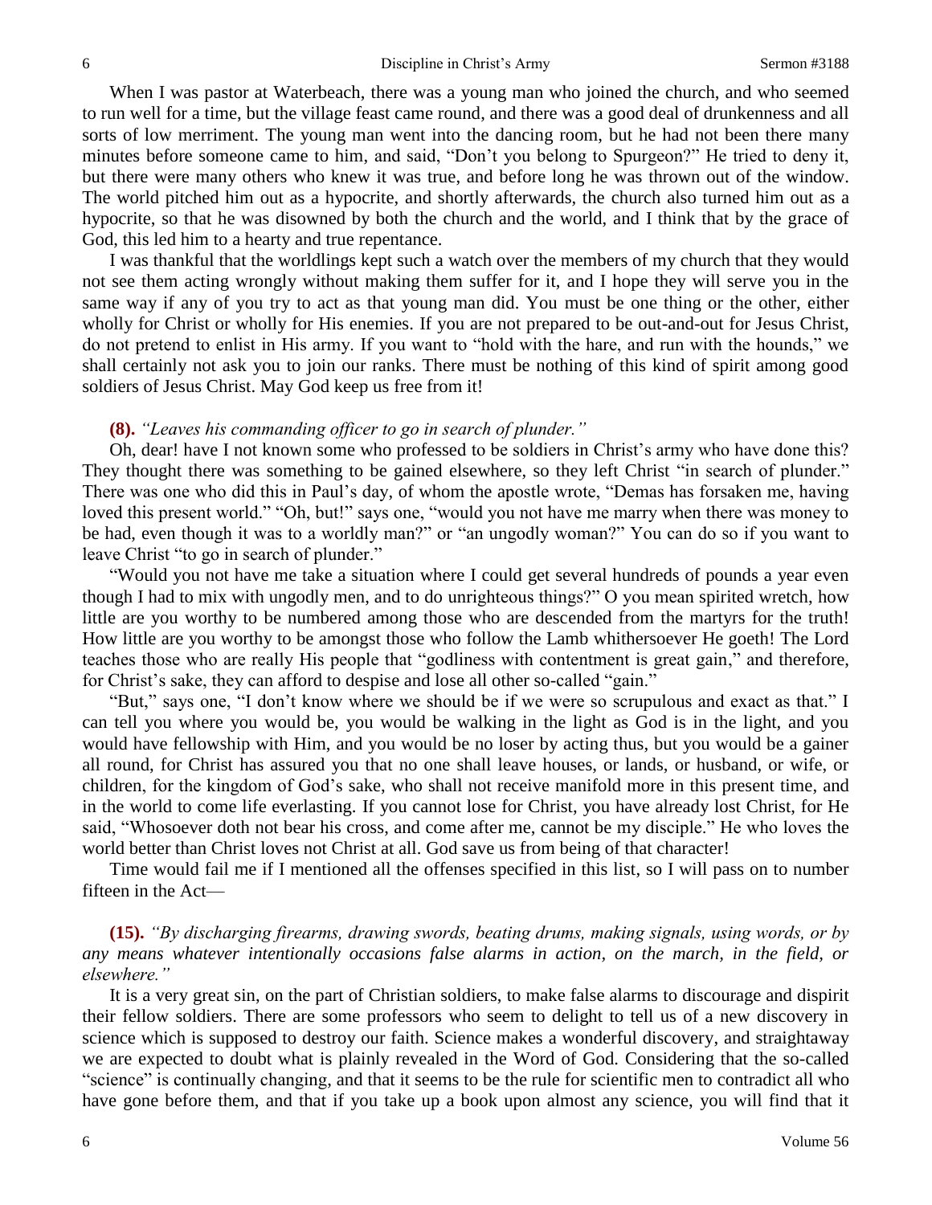When I was pastor at Waterbeach, there was a young man who joined the church, and who seemed to run well for a time, but the village feast came round, and there was a good deal of drunkenness and all sorts of low merriment. The young man went into the dancing room, but he had not been there many minutes before someone came to him, and said, "Don't you belong to Spurgeon?" He tried to deny it, but there were many others who knew it was true, and before long he was thrown out of the window. The world pitched him out as a hypocrite, and shortly afterwards, the church also turned him out as a hypocrite, so that he was disowned by both the church and the world, and I think that by the grace of God, this led him to a hearty and true repentance.

I was thankful that the worldlings kept such a watch over the members of my church that they would not see them acting wrongly without making them suffer for it, and I hope they will serve you in the same way if any of you try to act as that young man did. You must be one thing or the other, either wholly for Christ or wholly for His enemies. If you are not prepared to be out-and-out for Jesus Christ, do not pretend to enlist in His army. If you want to "hold with the hare, and run with the hounds," we shall certainly not ask you to join our ranks. There must be nothing of this kind of spirit among good soldiers of Jesus Christ. May God keep us free from it!

**(8).** *"Leaves his commanding officer to go in search of plunder."*

Oh, dear! have I not known some who professed to be soldiers in Christ's army who have done this? They thought there was something to be gained elsewhere, so they left Christ "in search of plunder." There was one who did this in Paul's day, of whom the apostle wrote, "Demas has forsaken me, having loved this present world." "Oh, but!" says one, "would you not have me marry when there was money to be had, even though it was to a worldly man?" or "an ungodly woman?" You can do so if you want to leave Christ "to go in search of plunder."

"Would you not have me take a situation where I could get several hundreds of pounds a year even though I had to mix with ungodly men, and to do unrighteous things?" O you mean spirited wretch, how little are you worthy to be numbered among those who are descended from the martyrs for the truth! How little are you worthy to be amongst those who follow the Lamb whithersoever He goeth! The Lord teaches those who are really His people that "godliness with contentment is great gain," and therefore, for Christ's sake, they can afford to despise and lose all other so-called "gain."

"But," says one, "I don't know where we should be if we were so scrupulous and exact as that." I can tell you where you would be, you would be walking in the light as God is in the light, and you would have fellowship with Him, and you would be no loser by acting thus, but you would be a gainer all round, for Christ has assured you that no one shall leave houses, or lands, or husband, or wife, or children, for the kingdom of God's sake, who shall not receive manifold more in this present time, and in the world to come life everlasting. If you cannot lose for Christ, you have already lost Christ, for He said, "Whosoever doth not bear his cross, and come after me, cannot be my disciple." He who loves the world better than Christ loves not Christ at all. God save us from being of that character!

Time would fail me if I mentioned all the offenses specified in this list, so I will pass on to number fifteen in the Act—

**(15).** *"By discharging firearms, drawing swords, beating drums, making signals, using words, or by any means whatever intentionally occasions false alarms in action, on the march, in the field, or elsewhere."*

It is a very great sin, on the part of Christian soldiers, to make false alarms to discourage and dispirit their fellow soldiers. There are some professors who seem to delight to tell us of a new discovery in science which is supposed to destroy our faith. Science makes a wonderful discovery, and straightaway we are expected to doubt what is plainly revealed in the Word of God. Considering that the so-called "science" is continually changing, and that it seems to be the rule for scientific men to contradict all who have gone before them, and that if you take up a book upon almost any science, you will find that it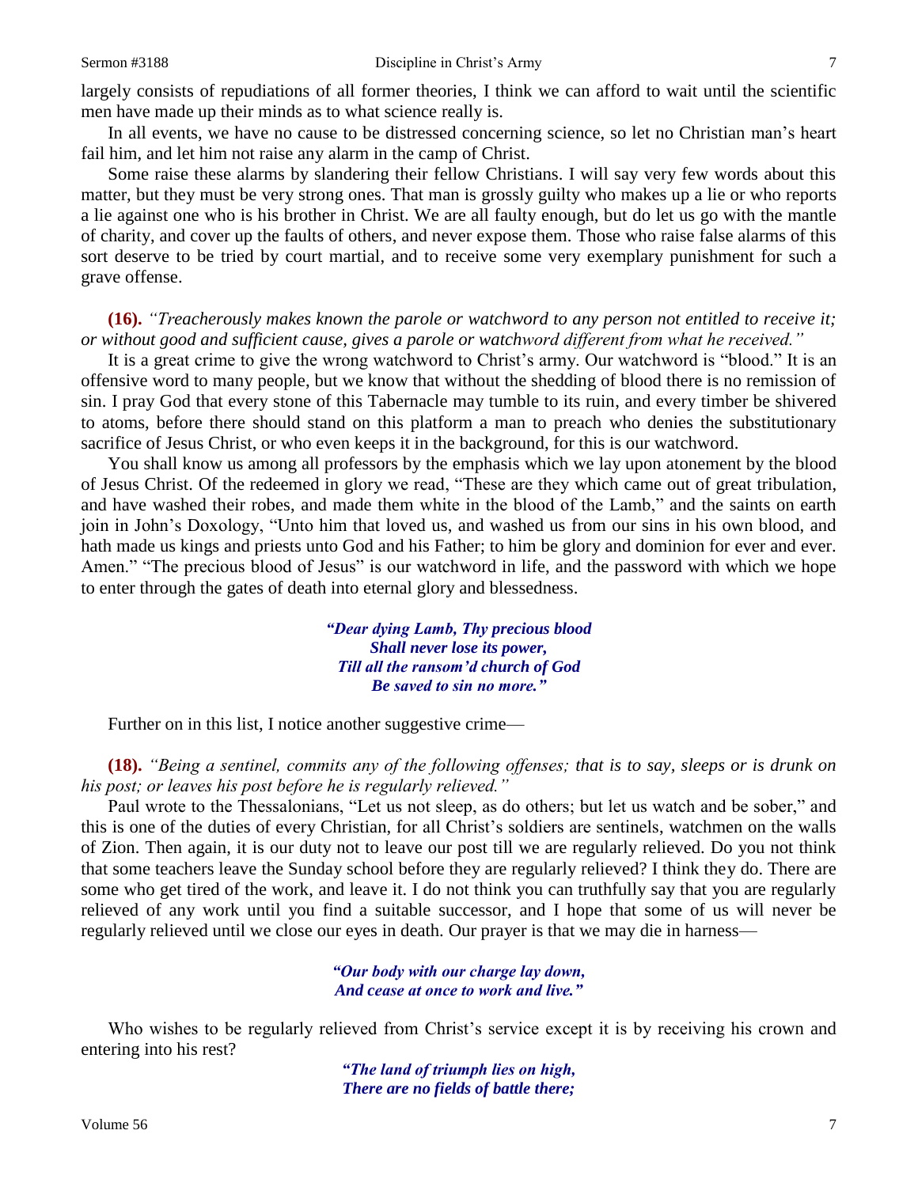largely consists of repudiations of all former theories, I think we can afford to wait until the scientific men have made up their minds as to what science really is.

In all events, we have no cause to be distressed concerning science, so let no Christian man's heart fail him, and let him not raise any alarm in the camp of Christ.

Some raise these alarms by slandering their fellow Christians. I will say very few words about this matter, but they must be very strong ones. That man is grossly guilty who makes up a lie or who reports a lie against one who is his brother in Christ. We are all faulty enough, but do let us go with the mantle of charity, and cover up the faults of others, and never expose them. Those who raise false alarms of this sort deserve to be tried by court martial, and to receive some very exemplary punishment for such a grave offense.

**(16).** *"Treacherously makes known the parole or watchword to any person not entitled to receive it; or without good and sufficient cause, gives a parole or watchword different from what he received."*

It is a great crime to give the wrong watchword to Christ's army. Our watchword is "blood." It is an offensive word to many people, but we know that without the shedding of blood there is no remission of sin. I pray God that every stone of this Tabernacle may tumble to its ruin, and every timber be shivered to atoms, before there should stand on this platform a man to preach who denies the substitutionary sacrifice of Jesus Christ, or who even keeps it in the background, for this is our watchword.

You shall know us among all professors by the emphasis which we lay upon atonement by the blood of Jesus Christ. Of the redeemed in glory we read, "These are they which came out of great tribulation, and have washed their robes, and made them white in the blood of the Lamb," and the saints on earth join in John's Doxology, "Unto him that loved us, and washed us from our sins in his own blood, and hath made us kings and priests unto God and his Father; to him be glory and dominion for ever and ever. Amen." "The precious blood of Jesus" is our watchword in life, and the password with which we hope to enter through the gates of death into eternal glory and blessedness.

> ***"Dear dying Lamb, Thy precious blood***
> ***Shall never lose its power,***
> ***Till all the ransom'd church of God***
> ***Be saved to sin no more."***

Further on in this list, I notice another suggestive crime—

**(18).** *"Being a sentinel, commits any of the following offenses; that is to say, sleeps or is drunk on his post; or leaves his post before he is regularly relieved."*

Paul wrote to the Thessalonians, "Let us not sleep, as do others; but let us watch and be sober," and this is one of the duties of every Christian, for all Christ's soldiers are sentinels, watchmen on the walls of Zion. Then again, it is our duty not to leave our post till we are regularly relieved. Do you not think that some teachers leave the Sunday school before they are regularly relieved? I think they do. There are some who get tired of the work, and leave it. I do not think you can truthfully say that you are regularly relieved of any work until you find a suitable successor, and I hope that some of us will never be regularly relieved until we close our eyes in death. Our prayer is that we may die in harness—

> ***"Our body with our charge lay down,***
> ***And cease at once to work and live."***

Who wishes to be regularly relieved from Christ's service except it is by receiving his crown and entering into his rest?

> ***"The land of triumph lies on high,***
> ***There are no fields of battle there;***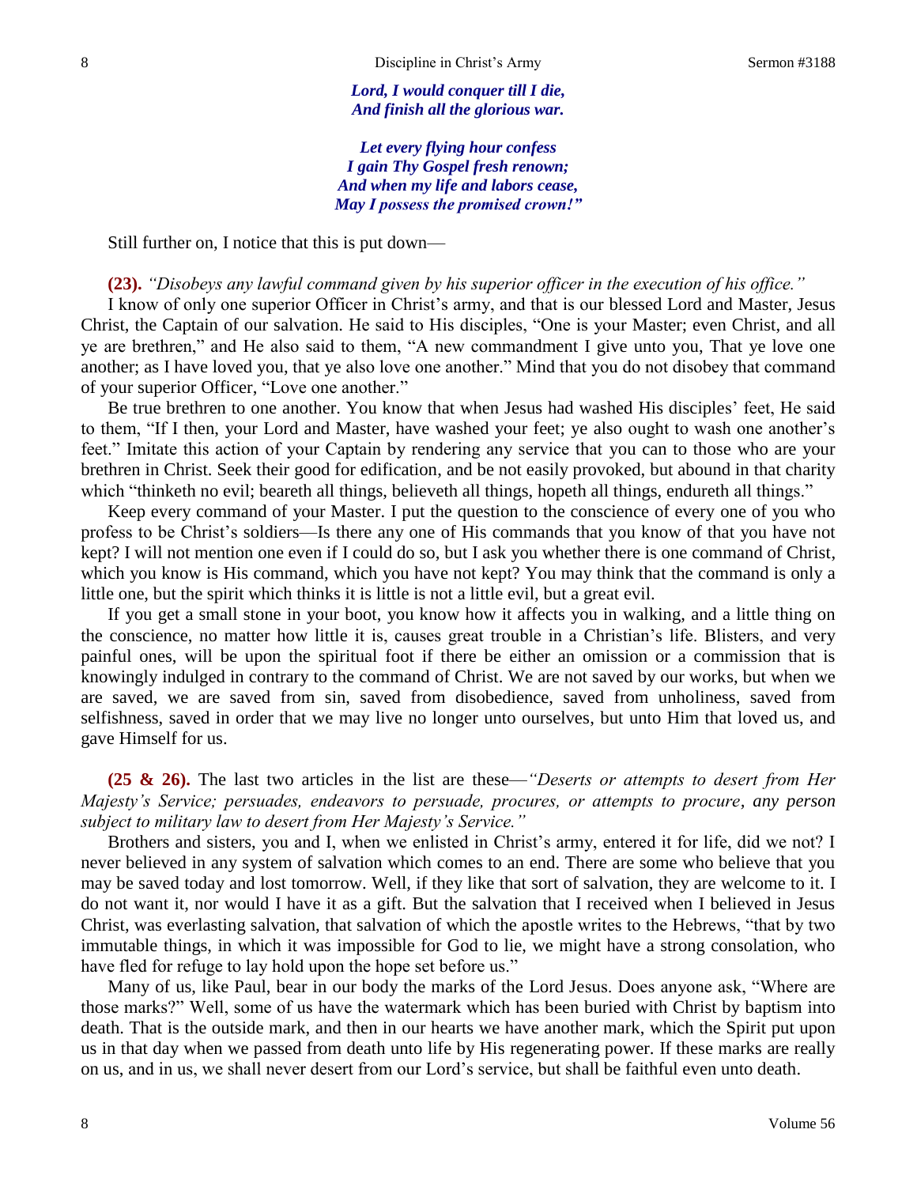*Lord, I would conquer till I die,*
*And finish all the glorious war.*

*Let every flying hour confess*
*I gain Thy Gospel fresh renown;*
*And when my life and labors cease,*
*May I possess the promised crown!"*

Still further on, I notice that this is put down—

**(23).** *"Disobeys any lawful command given by his superior officer in the execution of his office."*

I know of only one superior Officer in Christ's army, and that is our blessed Lord and Master, Jesus Christ, the Captain of our salvation. He said to His disciples, "One is your Master; even Christ, and all ye are brethren," and He also said to them, "A new commandment I give unto you, That ye love one another; as I have loved you, that ye also love one another." Mind that you do not disobey that command of your superior Officer, "Love one another."

Be true brethren to one another. You know that when Jesus had washed His disciples' feet, He said to them, "If I then, your Lord and Master, have washed your feet; ye also ought to wash one another's feet." Imitate this action of your Captain by rendering any service that you can to those who are your brethren in Christ. Seek their good for edification, and be not easily provoked, but abound in that charity which "thinketh no evil; beareth all things, believeth all things, hopeth all things, endureth all things."

Keep every command of your Master. I put the question to the conscience of every one of you who profess to be Christ's soldiers—Is there any one of His commands that you know of that you have not kept? I will not mention one even if I could do so, but I ask you whether there is one command of Christ, which you know is His command, which you have not kept? You may think that the command is only a little one, but the spirit which thinks it is little is not a little evil, but a great evil.

If you get a small stone in your boot, you know how it affects you in walking, and a little thing on the conscience, no matter how little it is, causes great trouble in a Christian's life. Blisters, and very painful ones, will be upon the spiritual foot if there be either an omission or a commission that is knowingly indulged in contrary to the command of Christ. We are not saved by our works, but when we are saved, we are saved from sin, saved from disobedience, saved from unholiness, saved from selfishness, saved in order that we may live no longer unto ourselves, but unto Him that loved us, and gave Himself for us.

**(25 & 26).** The last two articles in the list are these—*"Deserts or attempts to desert from Her Majesty's Service; persuades, endeavors to persuade, procures, or attempts to procure*, any person *subject to military law to desert from Her Majesty's Service."*

Brothers and sisters, you and I, when we enlisted in Christ's army, entered it for life, did we not? I never believed in any system of salvation which comes to an end. There are some who believe that you may be saved today and lost tomorrow. Well, if they like that sort of salvation, they are welcome to it. I do not want it, nor would I have it as a gift. But the salvation that I received when I believed in Jesus Christ, was everlasting salvation, that salvation of which the apostle writes to the Hebrews, "that by two immutable things, in which it was impossible for God to lie, we might have a strong consolation, who have fled for refuge to lay hold upon the hope set before us."

Many of us, like Paul, bear in our body the marks of the Lord Jesus. Does anyone ask, "Where are those marks?" Well, some of us have the watermark which has been buried with Christ by baptism into death. That is the outside mark, and then in our hearts we have another mark, which the Spirit put upon us in that day when we passed from death unto life by His regenerating power. If these marks are really on us, and in us, we shall never desert from our Lord's service, but shall be faithful even unto death.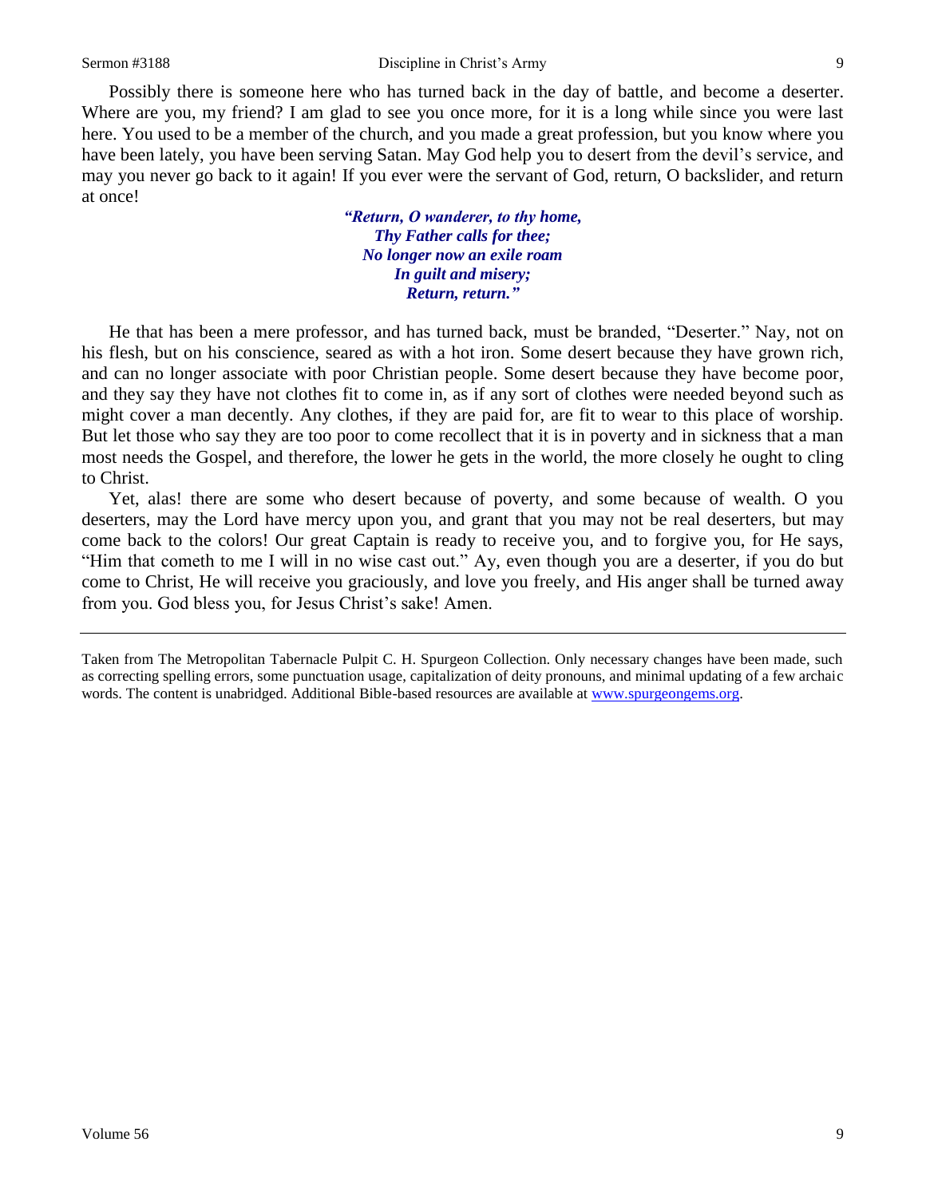Possibly there is someone here who has turned back in the day of battle, and become a deserter. Where are you, my friend? I am glad to see you once more, for it is a long while since you were last here. You used to be a member of the church, and you made a great profession, but you know where you have been lately, you have been serving Satan. May God help you to desert from the devil's service, and may you never go back to it again! If you ever were the servant of God, return, O backslider, and return at once!

> ***"Return, O wanderer, to thy home,***
> ***Thy Father calls for thee;***
> ***No longer now an exile roam***
> ***In guilt and misery;***
> ***Return, return."***

He that has been a mere professor, and has turned back, must be branded, "Deserter." Nay, not on his flesh, but on his conscience, seared as with a hot iron. Some desert because they have grown rich, and can no longer associate with poor Christian people. Some desert because they have become poor, and they say they have not clothes fit to come in, as if any sort of clothes were needed beyond such as might cover a man decently. Any clothes, if they are paid for, are fit to wear to this place of worship. But let those who say they are too poor to come recollect that it is in poverty and in sickness that a man most needs the Gospel, and therefore, the lower he gets in the world, the more closely he ought to cling to Christ.

Yet, alas! there are some who desert because of poverty, and some because of wealth. O you deserters, may the Lord have mercy upon you, and grant that you may not be real deserters, but may come back to the colors! Our great Captain is ready to receive you, and to forgive you, for He says, "Him that cometh to me I will in no wise cast out." Ay, even though you are a deserter, if you do but come to Christ, He will receive you graciously, and love you freely, and His anger shall be turned away from you. God bless you, for Jesus Christ's sake! Amen.

---

Taken from The Metropolitan Tabernacle Pulpit C. H. Spurgeon Collection. Only necessary changes have been made, such as correcting spelling errors, some punctuation usage, capitalization of deity pronouns, and minimal updating of a few archaic words. The content is unabridged. Additional Bible-based resources are available at www.spurgeongems.org.